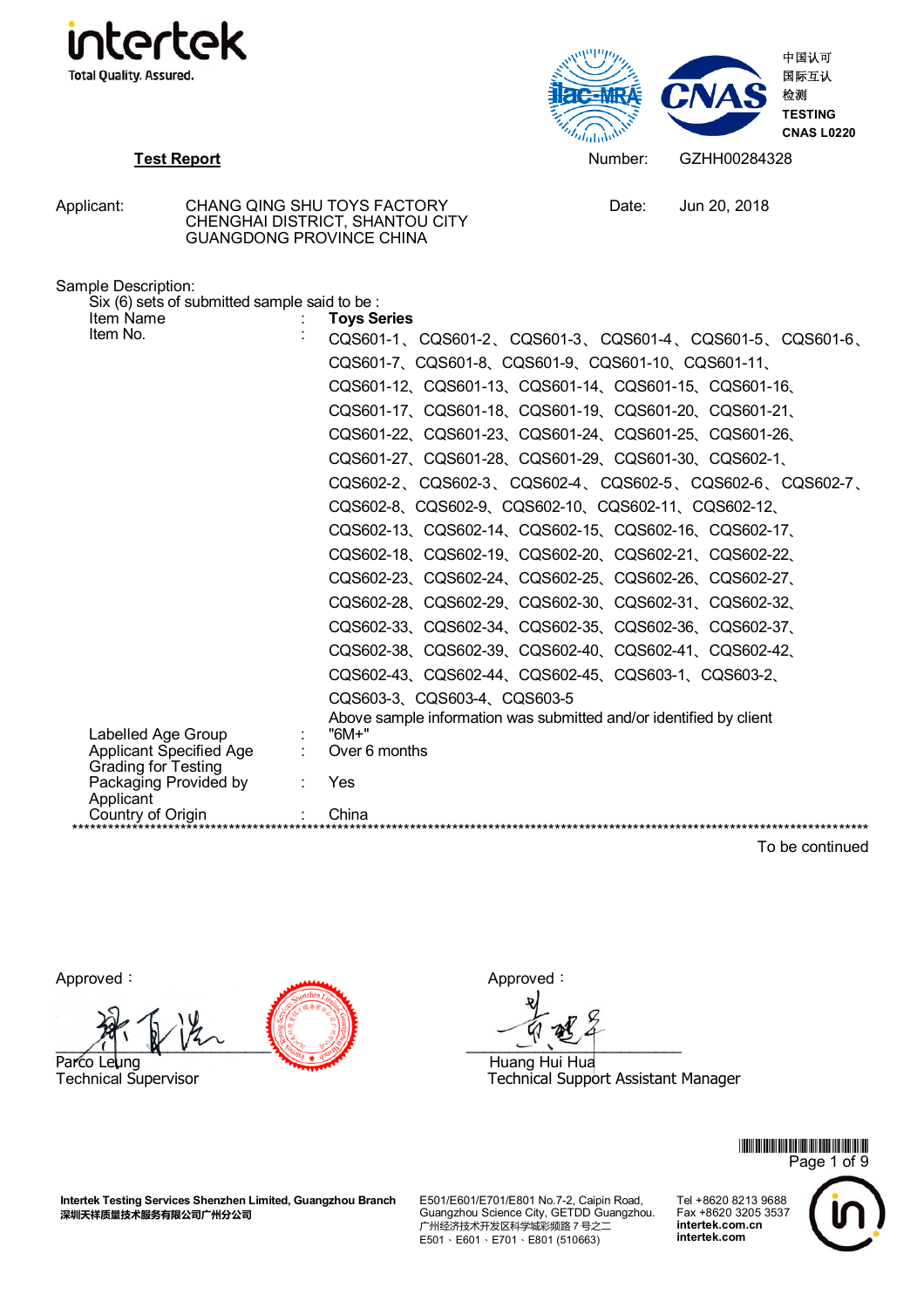intertek
Total Quality. Assured.

中国认可
国际互认
检测
TESTING
CNAS L0220

**Test Report**

Number: GZHH00284328

Applicant: CHANG QING SHU TOYS FACTORY
CHENGHAI DISTRICT, SHANTOU CITY
GUANGDONG PROVINCE CHINA

Date: Jun 20, 2018

Sample Description:

Six (6) sets of submitted sample said to be :

| | | |
|---|---|---|
| Item Name | : | **Toys Series** |
| Item No. | : | CQS601-1、CQS601-2、CQS601-3、CQS601-4、CQS601-5、CQS601-6、CQS601-7、CQS601-8、CQS601-9、CQS601-10、CQS601-11、CQS601-12、CQS601-13、CQS601-14、CQS601-15、CQS601-16、CQS601-17、CQS601-18、CQS601-19、CQS601-20、CQS601-21、CQS601-22、CQS601-23、CQS601-24、CQS601-25、CQS601-26、CQS601-27、CQS601-28、CQS601-29、CQS601-30、CQS602-1、CQS602-2、CQS602-3、CQS602-4、CQS602-5、CQS602-6、CQS602-7、CQS602-8、CQS602-9、CQS602-10、CQS602-11、CQS602-12、CQS602-13、CQS602-14、CQS602-15、CQS602-16、CQS602-17、CQS602-18、CQS602-19、CQS602-20、CQS602-21、CQS602-22、CQS602-23、CQS602-24、CQS602-25、CQS602-26、CQS602-27、CQS602-28、CQS602-29、CQS602-30、CQS602-31、CQS602-32、CQS602-33、CQS602-34、CQS602-35、CQS602-36、CQS602-37、CQS602-38、CQS602-39、CQS602-40、CQS602-41、CQS602-42、CQS602-43、CQS602-44、CQS602-45、CQS603-1、CQS603-2、CQS603-3、CQS603-4、CQS603-5 |
| | | Above sample information was submitted and/or identified by client |
| Labelled Age Group | : | "6M+" |
| Applicant Specified Age Grading for Testing | : | Over 6 months |
| Packaging Provided by Applicant | : | Yes |
| Country of Origin | : | China |

**************************************************************************************************************************************

To be continued

Approved：

Parco Leung
Technical Supervisor

Approved：

Huang Hui Hua
Technical Support Assistant Manager

**Intertek Testing Services Shenzhen Limited, Guangzhou Branch**
**深圳天祥质量技术服务有限公司广州分公司**

E501/E601/E701/E801 No.7-2, Caipin Road, Guangzhou Science City, GETDD Guangzhou.
广州经济技术开发区科学城彩频路7号之二
E501、E601、E701、E801 (510663)

Tel +8620 8213 9688
Fax +8620 3205 3537
**intertek.com.cn**
**intertek.com**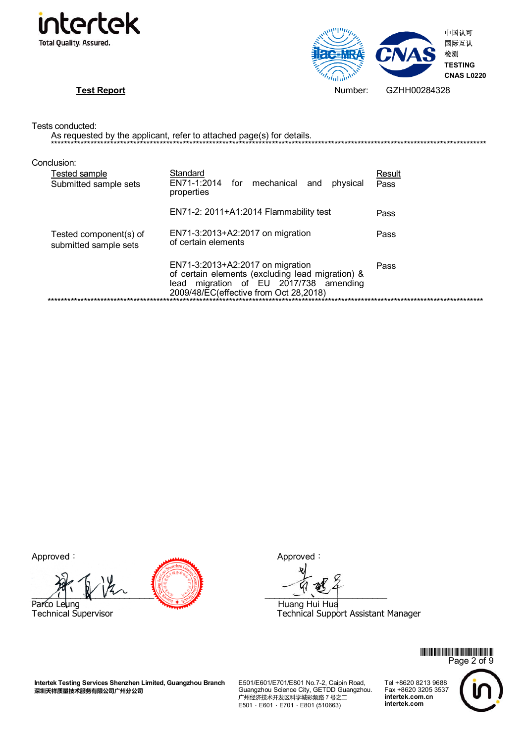**Test Report**

Number: GZHH00284328

Tests conducted:

As requested by the applicant, refer to attached page(s) for details.

***

Conclusion:

| Tested sample | Standard | Result |
|---|---|---|
| Submitted sample sets | EN71-1:2014 for mechanical and physical properties | Pass |
| | EN71-2: 2011+A1:2014 Flammability test | Pass |
| Tested component(s) of submitted sample sets | EN71-3:2013+A2:2017 on migration of certain elements | Pass |
| | EN71-3:2013+A2:2017 on migration of certain elements (excluding lead migration) & lead migration of EU 2017/738 amending 2009/48/EC(effective from Oct 28,2018) | Pass |

***

Approved：

Parco Leung
Technical Supervisor

Approved：

Huang Hui Hua
Technical Support Assistant Manager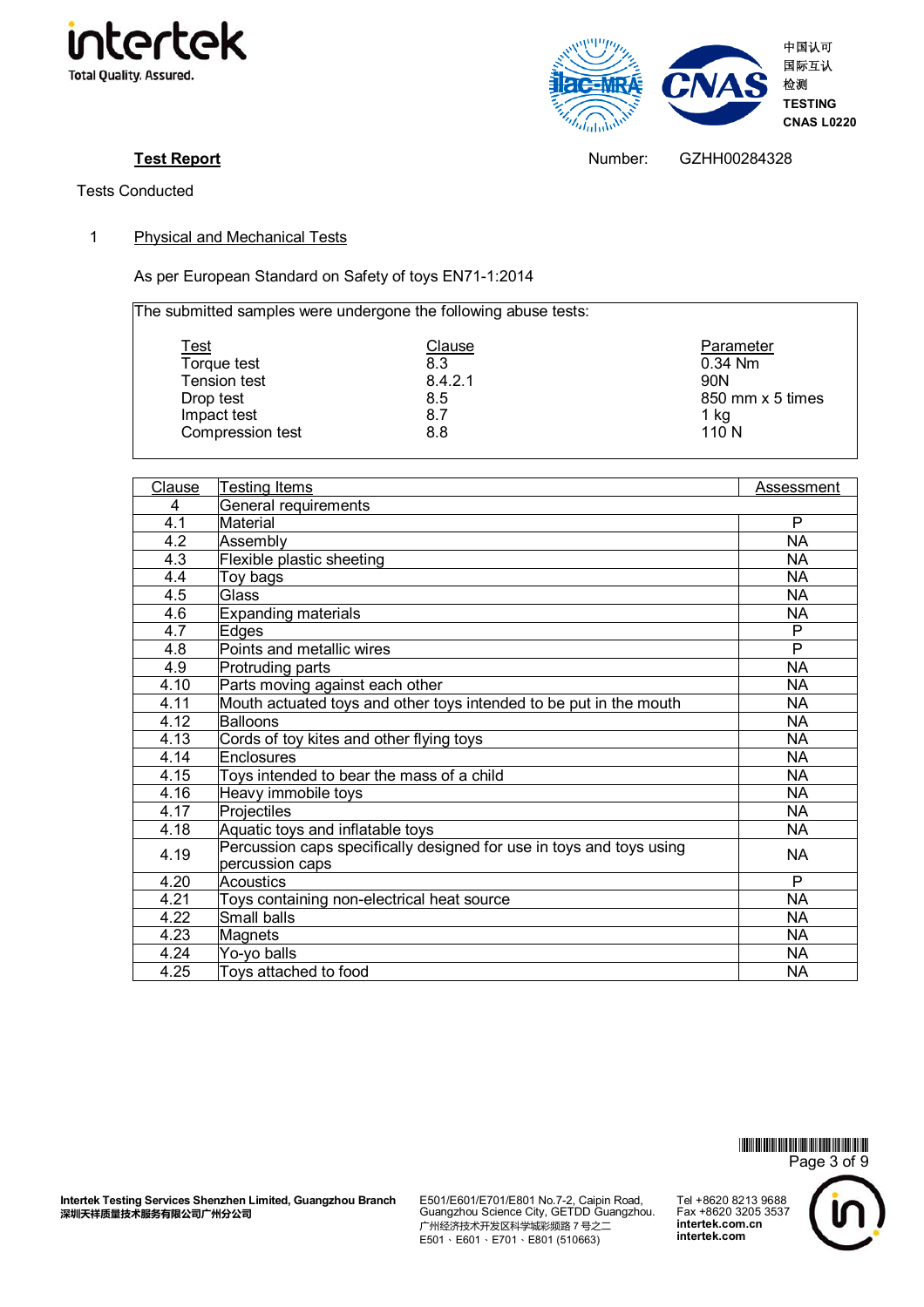**Test Report** Number: GZHH00284328

Tests Conducted

1 Physical and Mechanical Tests

As per European Standard on Safety of toys EN71-1:2014

The submitted samples were undergone the following abuse tests:

| Test | Clause | Parameter |
|---|---|---|
| Torque test | 8.3 | 0.34 Nm |
| Tension test | 8.4.2.1 | 90N |
| Drop test | 8.5 | 850 mm x 5 times |
| Impact test | 8.7 | 1 kg |
| Compression test | 8.8 | 110 N |

| Clause | Testing Items | Assessment |
|---|---|---|
| 4 | General requirements | |
| 4.1 | Material | P |
| 4.2 | Assembly | NA |
| 4.3 | Flexible plastic sheeting | NA |
| 4.4 | Toy bags | NA |
| 4.5 | Glass | NA |
| 4.6 | Expanding materials | NA |
| 4.7 | Edges | P |
| 4.8 | Points and metallic wires | P |
| 4.9 | Protruding parts | NA |
| 4.10 | Parts moving against each other | NA |
| 4.11 | Mouth actuated toys and other toys intended to be put in the mouth | NA |
| 4.12 | Balloons | NA |
| 4.13 | Cords of toy kites and other flying toys | NA |
| 4.14 | Enclosures | NA |
| 4.15 | Toys intended to bear the mass of a child | NA |
| 4.16 | Heavy immobile toys | NA |
| 4.17 | Projectiles | NA |
| 4.18 | Aquatic toys and inflatable toys | NA |
| 4.19 | Percussion caps specifically designed for use in toys and toys using percussion caps | NA |
| 4.20 | Acoustics | P |
| 4.21 | Toys containing non-electrical heat source | NA |
| 4.22 | Small balls | NA |
| 4.23 | Magnets | NA |
| 4.24 | Yo-yo balls | NA |
| 4.25 | Toys attached to food | NA |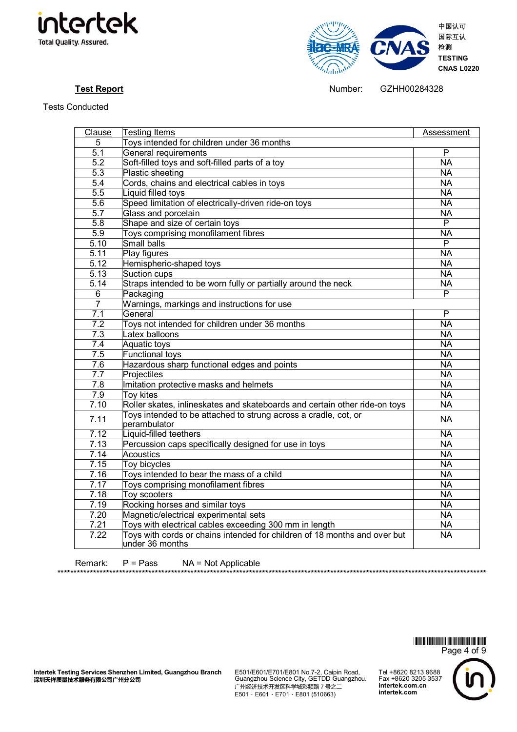**Test Report** Number: GZHH00284328

Tests Conducted

| Clause | Testing Items | Assessment |
|---|---|---|
| 5 | Toys intended for children under 36 months | |
| 5.1 | General requirements | P |
| 5.2 | Soft-filled toys and soft-filled parts of a toy | NA |
| 5.3 | Plastic sheeting | NA |
| 5.4 | Cords, chains and electrical cables in toys | NA |
| 5.5 | Liquid filled toys | NA |
| 5.6 | Speed limitation of electrically-driven ride-on toys | NA |
| 5.7 | Glass and porcelain | NA |
| 5.8 | Shape and size of certain toys | P |
| 5.9 | Toys comprising monofilament fibres | NA |
| 5.10 | Small balls | P |
| 5.11 | Play figures | NA |
| 5.12 | Hemispheric-shaped toys | NA |
| 5.13 | Suction cups | NA |
| 5.14 | Straps intended to be worn fully or partially around the neck | NA |
| 6 | Packaging | P |
| 7 | Warnings, markings and instructions for use | |
| 7.1 | General | P |
| 7.2 | Toys not intended for children under 36 months | NA |
| 7.3 | Latex balloons | NA |
| 7.4 | Aquatic toys | NA |
| 7.5 | Functional toys | NA |
| 7.6 | Hazardous sharp functional edges and points | NA |
| 7.7 | Projectiles | NA |
| 7.8 | Imitation protective masks and helmets | NA |
| 7.9 | Toy kites | NA |
| 7.10 | Roller skates, inlineskates and skateboards and certain other ride-on toys | NA |
| 7.11 | Toys intended to be attached to strung across a cradle, cot, or perambulator | NA |
| 7.12 | Liquid-filled teethers | NA |
| 7.13 | Percussion caps specifically designed for use in toys | NA |
| 7.14 | Acoustics | NA |
| 7.15 | Toy bicycles | NA |
| 7.16 | Toys intended to bear the mass of a child | NA |
| 7.17 | Toys comprising monofilament fibres | NA |
| 7.18 | Toy scooters | NA |
| 7.19 | Rocking horses and similar toys | NA |
| 7.20 | Magnetic/electrical experimental sets | NA |
| 7.21 | Toys with electrical cables exceeding 300 mm in length | NA |
| 7.22 | Toys with cords or chains intended for children of 18 months and over but under 36 months | NA |

Remark: P = Pass NA = Not Applicable

*************************************************************************************************************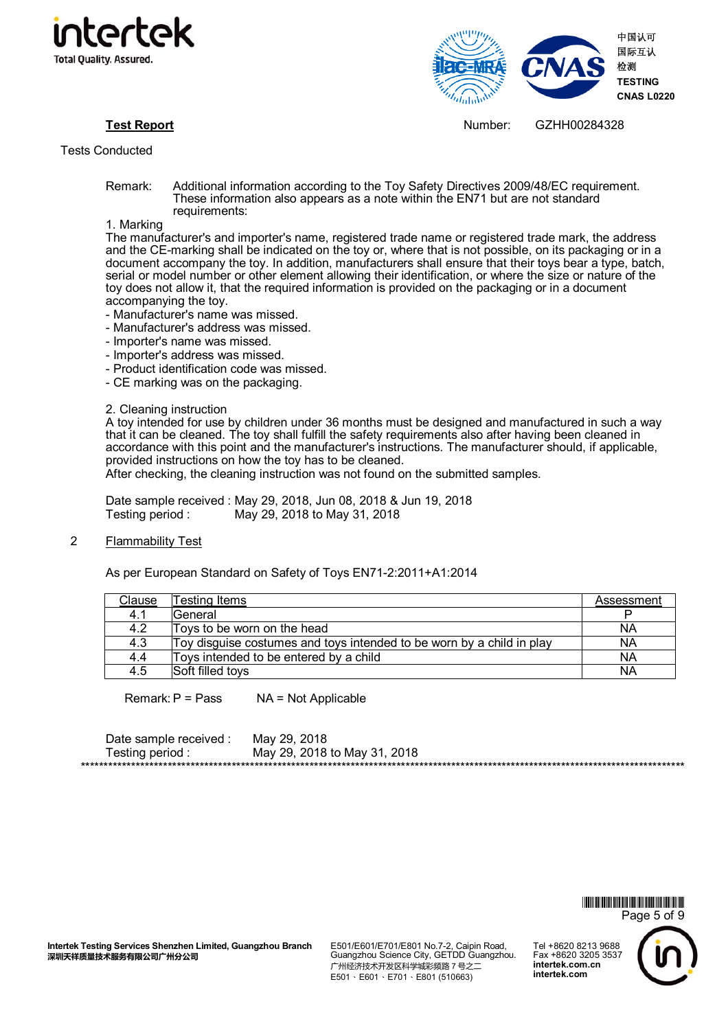**Test Report** Number: GZHH00284328

Tests Conducted

Remark: Additional information according to the Toy Safety Directives 2009/48/EC requirement. These information also appears as a note within the EN71 but are not standard requirements:

1. Marking

The manufacturer's and importer's name, registered trade name or registered trade mark, the address and the CE-marking shall be indicated on the toy or, where that is not possible, on its packaging or in a document accompany the toy. In addition, manufacturers shall ensure that their toys bear a type, batch, serial or model number or other element allowing their identification, or where the size or nature of the toy does not allow it, that the required information is provided on the packaging or in a document accompanying the toy.

- Manufacturer's name was missed.
- Manufacturer's address was missed.
- Importer's name was missed.
- Importer's address was missed.
- Product identification code was missed.
- CE marking was on the packaging.

2. Cleaning instruction

A toy intended for use by children under 36 months must be designed and manufactured in such a way that it can be cleaned. The toy shall fulfill the safety requirements also after having been cleaned in accordance with this point and the manufacturer's instructions. The manufacturer should, if applicable, provided instructions on how the toy has to be cleaned.

After checking, the cleaning instruction was not found on the submitted samples.

Date sample received : May 29, 2018, Jun 08, 2018 & Jun 19, 2018
Testing period : May 29, 2018 to May 31, 2018

## 2 Flammability Test

As per European Standard on Safety of Toys EN71-2:2011+A1:2014

| Clause | Testing Items | Assessment |
|---|---|---|
| 4.1 | General | P |
| 4.2 | Toys to be worn on the head | NA |
| 4.3 | Toy disguise costumes and toys intended to be worn by a child in play | NA |
| 4.4 | Toys intended to be entered by a child | NA |
| 4.5 | Soft filled toys | NA |

Remark: P = Pass NA = Not Applicable

Date sample received : May 29, 2018
Testing period : May 29, 2018 to May 31, 2018

*****************************************************************************************************************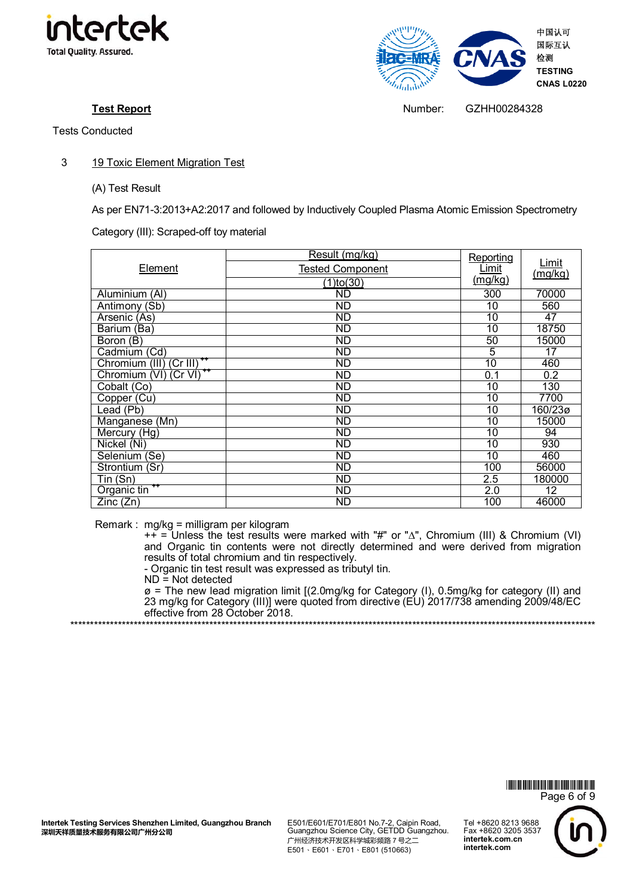**Test Report** Number: GZHH00284328

Tests Conducted

3 19 Toxic Element Migration Test

(A) Test Result

As per EN71-3:2013+A2:2017 and followed by Inductively Coupled Plasma Atomic Emission Spectrometry

Category (III): Scraped-off toy material

| Element | Result (mg/kg) | Reporting Limit (mg/kg) | Limit (mg/kg) |
|---|---|---|---|
| | Tested Component | | |
| | (1)to(30) | | |
| Aluminium (Al) | ND | 300 | 70000 |
| Antimony (Sb) | ND | 10 | 560 |
| Arsenic (As) | ND | 10 | 47 |
| Barium (Ba) | ND | 10 | 18750 |
| Boron (B) | ND | 50 | 15000 |
| Cadmium (Cd) | ND | 5 | 17 |
| Chromium (III) (Cr III) ++ | ND | 10 | 460 |
| Chromium (VI) (Cr VI) ++ | ND | 0.1 | 0.2 |
| Cobalt (Co) | ND | 10 | 130 |
| Copper (Cu) | ND | 10 | 7700 |
| Lead (Pb) | ND | 10 | 160/23ø |
| Manganese (Mn) | ND | 10 | 15000 |
| Mercury (Hg) | ND | 10 | 94 |
| Nickel (Ni) | ND | 10 | 930 |
| Selenium (Se) | ND | 10 | 460 |
| Strontium (Sr) | ND | 100 | 56000 |
| Tin (Sn) | ND | 2.5 | 180000 |
| Organic tin ++ | ND | 2.0 | 12 |
| Zinc (Zn) | ND | 100 | 46000 |

Remark : mg/kg = milligram per kilogram
++ = Unless the test results were marked with "#" or "∆", Chromium (III) & Chromium (VI) and Organic tin contents were not directly determined and were derived from migration results of total chromium and tin respectively.
- Organic tin test result was expressed as tributyl tin.
ND = Not detected
ø = The new lead migration limit [(2.0mg/kg for Category (I), 0.5mg/kg for category (II) and 23 mg/kg for Category (III)] were quoted from directive (EU) 2017/738 amending 2009/48/EC effective from 28 October 2018.

********************************************************************************************************************

Intertek Testing Services Shenzhen Limited, Guangzhou Branch
深圳天祥质量技术服务有限公司广州分公司

E501/E601/E701/E801 No.7-2, Caipin Road, Guangzhou Science City, GETDD Guangzhou.
广州经济技术开发区科学城彩频路7号之二
E501、E601、E701、E801 (510663)

Tel +8620 8213 9688
Fax +8620 3205 3537
intertek.com.cn
intertek.com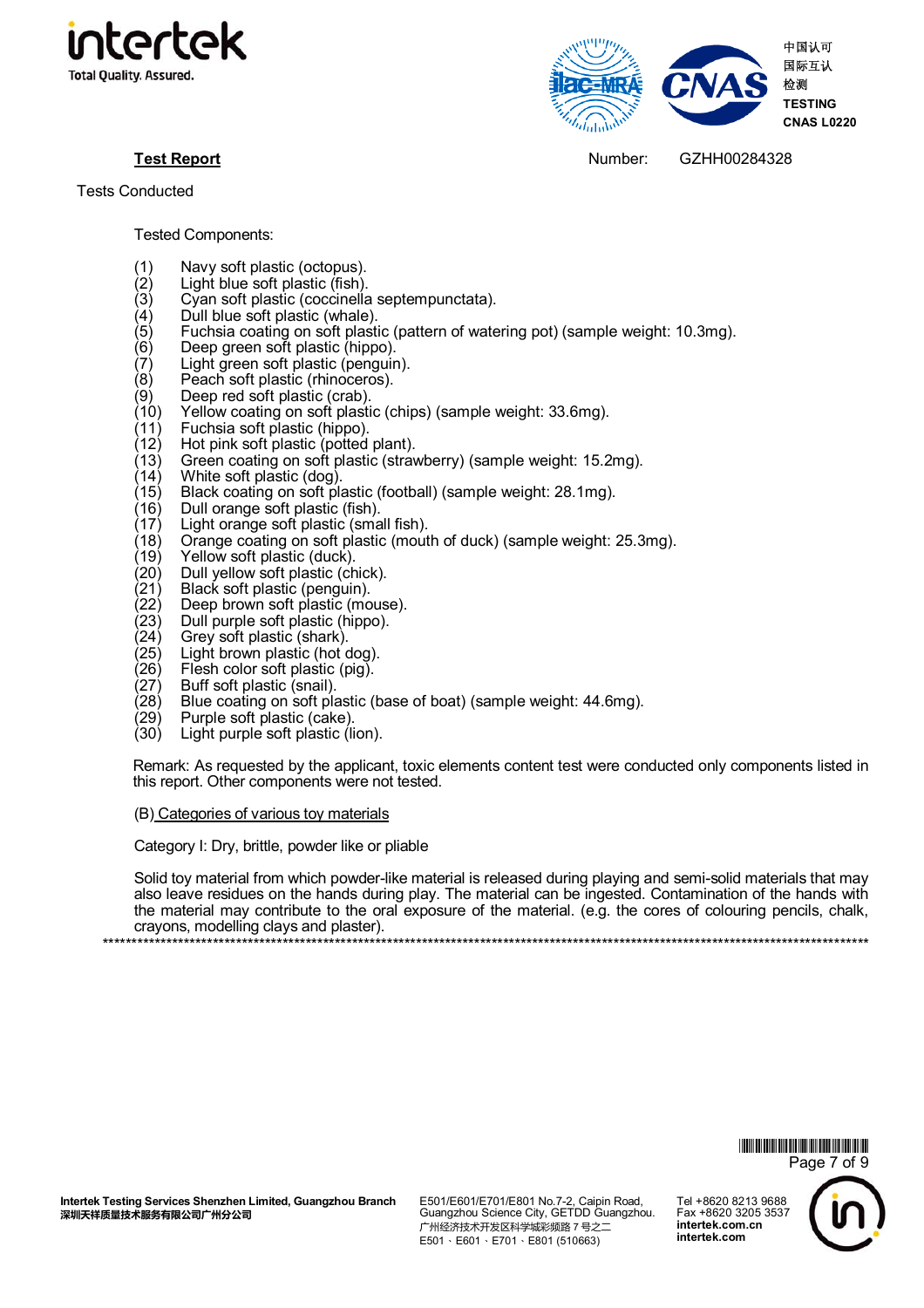**Test Report** Number: GZHH00284328

Tests Conducted

Tested Components:

(1) Navy soft plastic (octopus).
(2) Light blue soft plastic (fish).
(3) Cyan soft plastic (coccinella septempunctata).
(4) Dull blue soft plastic (whale).
(5) Fuchsia coating on soft plastic (pattern of watering pot) (sample weight: 10.3mg).
(6) Deep green soft plastic (hippo).
(7) Light green soft plastic (penguin).
(8) Peach soft plastic (rhinoceros).
(9) Deep red soft plastic (crab).
(10) Yellow coating on soft plastic (chips) (sample weight: 33.6mg).
(11) Fuchsia soft plastic (hippo).
(12) Hot pink soft plastic (potted plant).
(13) Green coating on soft plastic (strawberry) (sample weight: 15.2mg).
(14) White soft plastic (dog).
(15) Black coating on soft plastic (football) (sample weight: 28.1mg).
(16) Dull orange soft plastic (fish).
(17) Light orange soft plastic (small fish).
(18) Orange coating on soft plastic (mouth of duck) (sample weight: 25.3mg).
(19) Yellow soft plastic (duck).
(20) Dull yellow soft plastic (chick).
(21) Black soft plastic (penguin).
(22) Deep brown soft plastic (mouse).
(23) Dull purple soft plastic (hippo).
(24) Grey soft plastic (shark).
(25) Light brown plastic (hot dog).
(26) Flesh color soft plastic (pig).
(27) Buff soft plastic (snail).
(28) Blue coating on soft plastic (base of boat) (sample weight: 44.6mg).
(29) Purple soft plastic (cake).
(30) Light purple soft plastic (lion).

Remark: As requested by the applicant, toxic elements content test were conducted only components listed in this report. Other components were not tested.

(B) Categories of various toy materials

Category I: Dry, brittle, powder like or pliable

Solid toy material from which powder-like material is released during playing and semi-solid materials that may also leave residues on the hands during play. The material can be ingested. Contamination of the hands with the material may contribute to the oral exposure of the material. (e.g. the cores of colouring pencils, chalk, crayons, modelling clays and plaster).

*****************************************************************************************************************************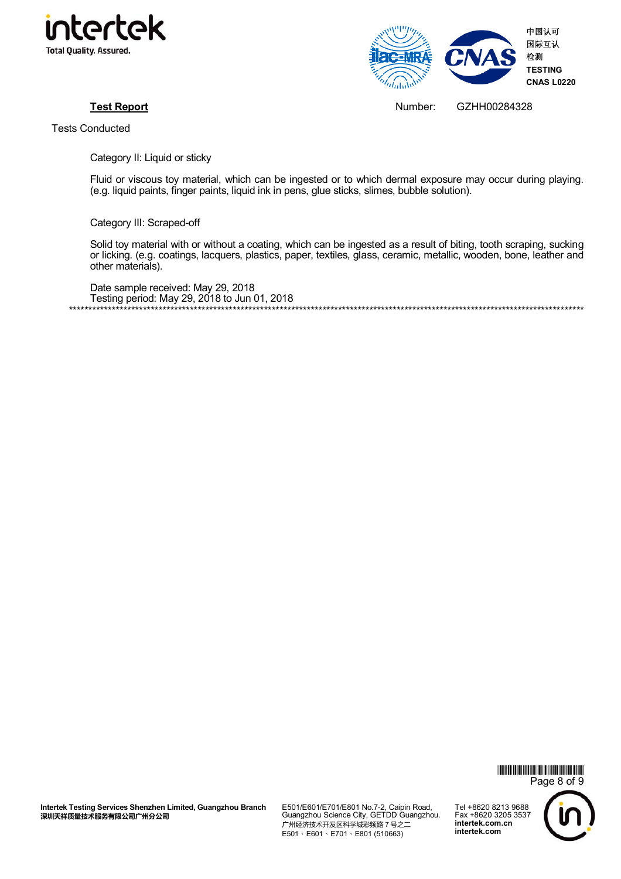**Test Report** Number: GZHH00284328

Tests Conducted

Category II: Liquid or sticky

Fluid or viscous toy material, which can be ingested or to which dermal exposure may occur during playing. (e.g. liquid paints, finger paints, liquid ink in pens, glue sticks, slimes, bubble solution).

Category III: Scraped-off

Solid toy material with or without a coating, which can be ingested as a result of biting, tooth scraping, sucking or licking. (e.g. coatings, lacquers, plastics, paper, textiles, glass, ceramic, metallic, wooden, bone, leather and other materials).

Date sample received: May 29, 2018
Testing period: May 29, 2018 to Jun 01, 2018

*********************************************************************************************************************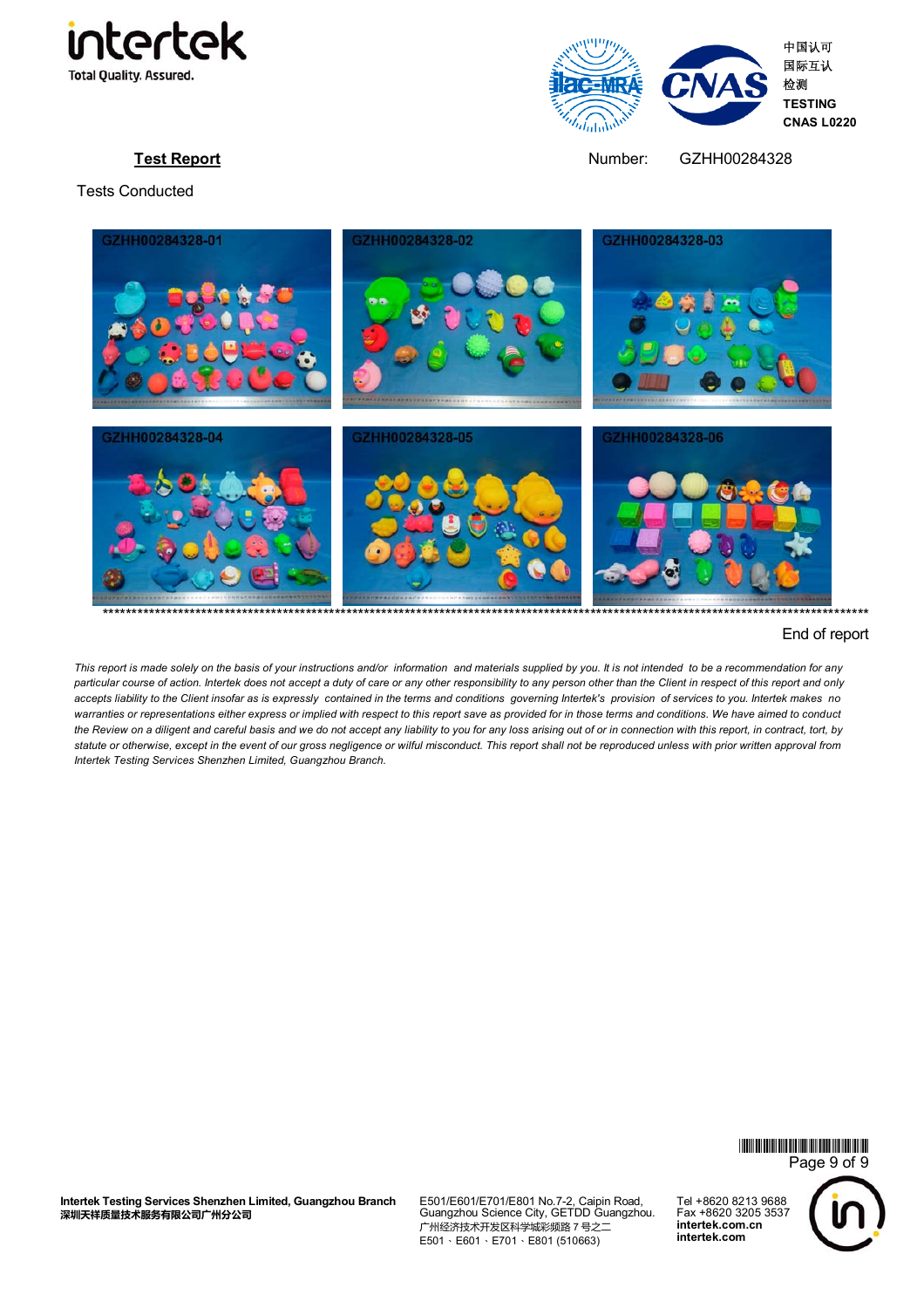**Test Report** Number: GZHH00284328

Tests Conducted

GZHH00284328-01

GZHH00284328-02

GZHH00284328-03

GZHH00284328-04

GZHH00284328-05

GZHH00284328-06

********************************************************************************************************************************

End of report

*This report is made solely on the basis of your instructions and/or information and materials supplied by you. It is not intended to be a recommendation for any particular course of action. Intertek does not accept a duty of care or any other responsibility to any person other than the Client in respect of this report and only accepts liability to the Client insofar as is expressly contained in the terms and conditions governing Intertek's provision of services to you. Intertek makes no warranties or representations either express or implied with respect to this report save as provided for in those terms and conditions. We have aimed to conduct the Review on a diligent and careful basis and we do not accept any liability to you for any loss arising out of or in connection with this report, in contract, tort, by statute or otherwise, except in the event of our gross negligence or wilful misconduct. This report shall not be reproduced unless with prior written approval from Intertek Testing Services Shenzhen Limited, Guangzhou Branch.*

**Intertek Testing Services Shenzhen Limited, Guangzhou Branch**
**深圳天祥质量技术服务有限公司广州分公司**

E501/E601/E701/E801 No.7-2, Caipin Road, Guangzhou Science City, GETDD Guangzhou.
广州经济技术开发区科学城彩频路 7 号之二
E501、E601、E701、E801 (510663)

Tel +8620 8213 9688
Fax +8620 3205 3537
**intertek.com.cn**
**intertek.com**